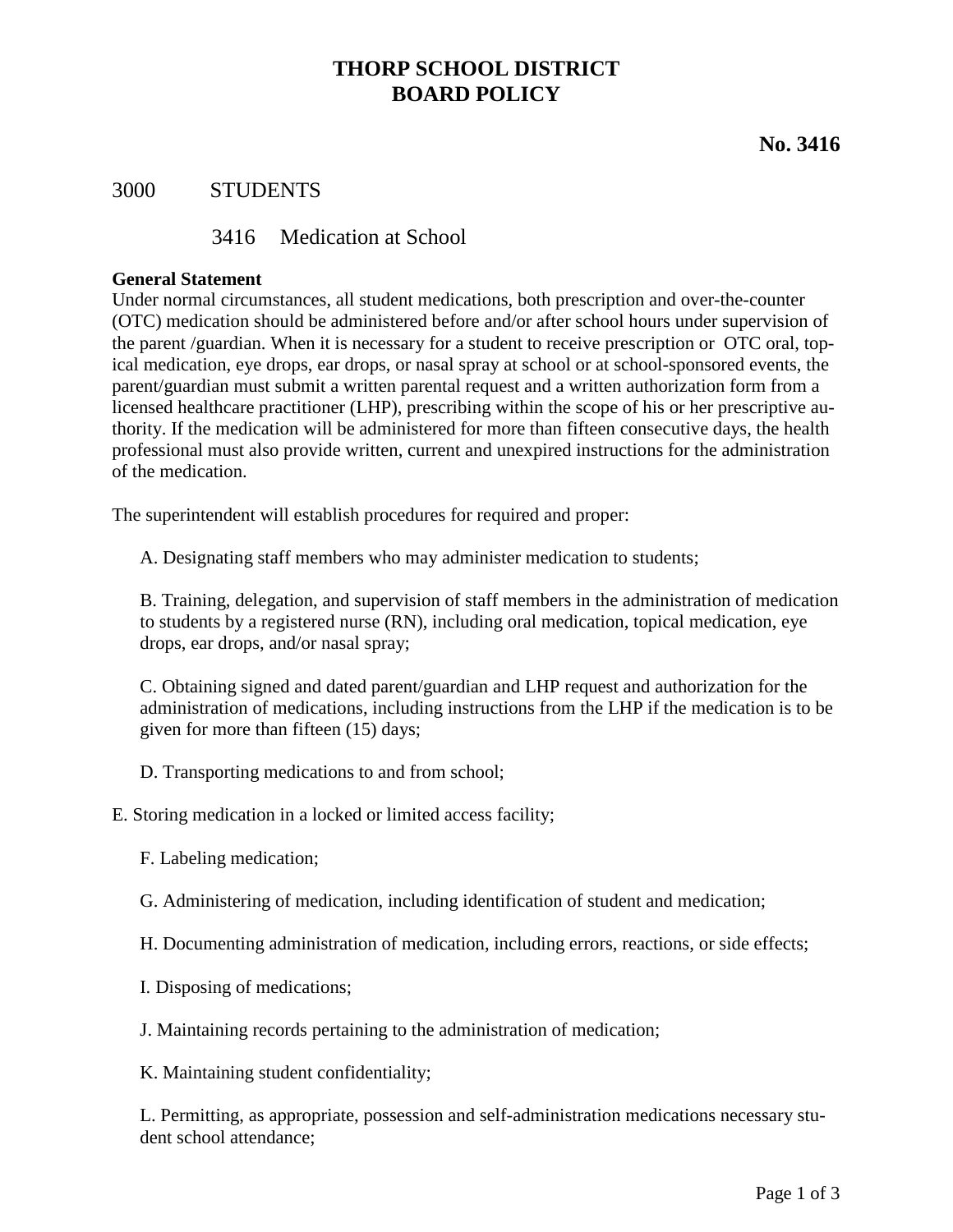# THORP SCHOOL DISTRICT
# BOARD POLICY

**No. 3416**

## 3000 STUDENTS

### 3416 Medication at School

**General Statement**
Under normal circumstances, all student medications, both prescription and over-the-counter (OTC) medication should be administered before and/or after school hours under supervision of the parent /guardian. When it is necessary for a student to receive prescription or OTC oral, topical medication, eye drops, ear drops, or nasal spray at school or at school-sponsored events, the parent/guardian must submit a written parental request and a written authorization form from a licensed healthcare practitioner (LHP), prescribing within the scope of his or her prescriptive authority. If the medication will be administered for more than fifteen consecutive days, the health professional must also provide written, current and unexpired instructions for the administration of the medication.

The superintendent will establish procedures for required and proper:

A. Designating staff members who may administer medication to students;

B. Training, delegation, and supervision of staff members in the administration of medication to students by a registered nurse (RN), including oral medication, topical medication, eye drops, ear drops, and/or nasal spray;

C. Obtaining signed and dated parent/guardian and LHP request and authorization for the administration of medications, including instructions from the LHP if the medication is to be given for more than fifteen (15) days;

D. Transporting medications to and from school;

E. Storing medication in a locked or limited access facility;

F. Labeling medication;

G. Administering of medication, including identification of student and medication;

H. Documenting administration of medication, including errors, reactions, or side effects;

I. Disposing of medications;

J. Maintaining records pertaining to the administration of medication;

K. Maintaining student confidentiality;

L. Permitting, as appropriate, possession and self-administration medications necessary student school attendance;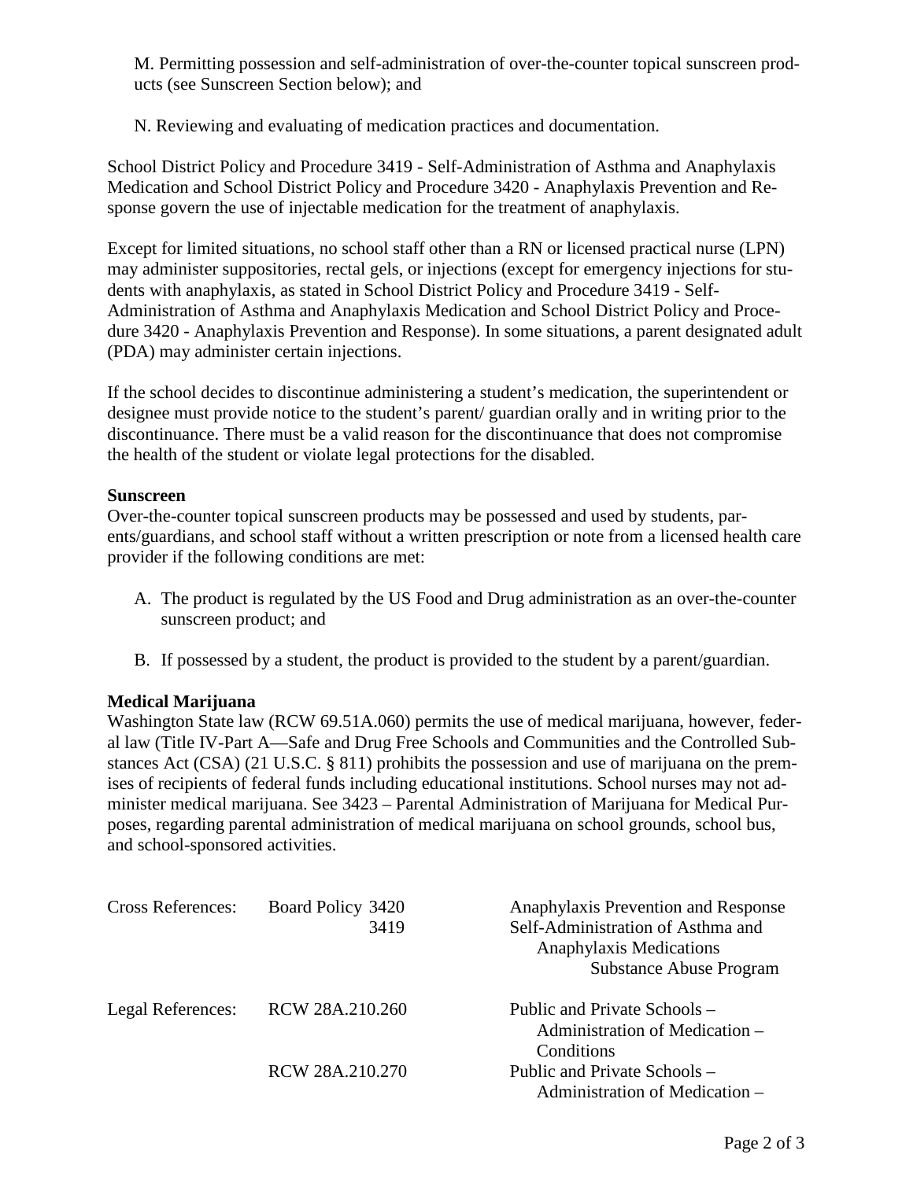M. Permitting possession and self-administration of over-the-counter topical sunscreen products (see Sunscreen Section below); and

N. Reviewing and evaluating of medication practices and documentation.

School District Policy and Procedure 3419 - Self-Administration of Asthma and Anaphylaxis Medication and School District Policy and Procedure 3420 - Anaphylaxis Prevention and Response govern the use of injectable medication for the treatment of anaphylaxis.

Except for limited situations, no school staff other than a RN or licensed practical nurse (LPN) may administer suppositories, rectal gels, or injections (except for emergency injections for students with anaphylaxis, as stated in School District Policy and Procedure 3419 - Self-Administration of Asthma and Anaphylaxis Medication and School District Policy and Procedure 3420 - Anaphylaxis Prevention and Response). In some situations, a parent designated adult (PDA) may administer certain injections.

If the school decides to discontinue administering a student's medication, the superintendent or designee must provide notice to the student's parent/ guardian orally and in writing prior to the discontinuance. There must be a valid reason for the discontinuance that does not compromise the health of the student or violate legal protections for the disabled.

**Sunscreen**

Over-the-counter topical sunscreen products may be possessed and used by students, parents/guardians, and school staff without a written prescription or note from a licensed health care provider if the following conditions are met:

A. The product is regulated by the US Food and Drug administration as an over-the-counter sunscreen product; and

B. If possessed by a student, the product is provided to the student by a parent/guardian.

**Medical Marijuana**

Washington State law (RCW 69.51A.060) permits the use of medical marijuana, however, federal law (Title IV-Part A—Safe and Drug Free Schools and Communities and the Controlled Substances Act (CSA) (21 U.S.C. § 811) prohibits the possession and use of marijuana on the premises of recipients of federal funds including educational institutions. School nurses may not administer medical marijuana. See 3423 – Parental Administration of Marijuana for Medical Purposes, regarding parental administration of medical marijuana on school grounds, school bus, and school-sponsored activities.

| | | |
|---|---|---|
| Cross References: | Board Policy 3420 | Anaphylaxis Prevention and Response |
| | 3419 | Self-Administration of Asthma and Anaphylaxis Medications |
| | | Substance Abuse Program |
| Legal References: | RCW 28A.210.260 | Public and Private Schools – Administration of Medication – Conditions |
| | RCW 28A.210.270 | Public and Private Schools – Administration of Medication – |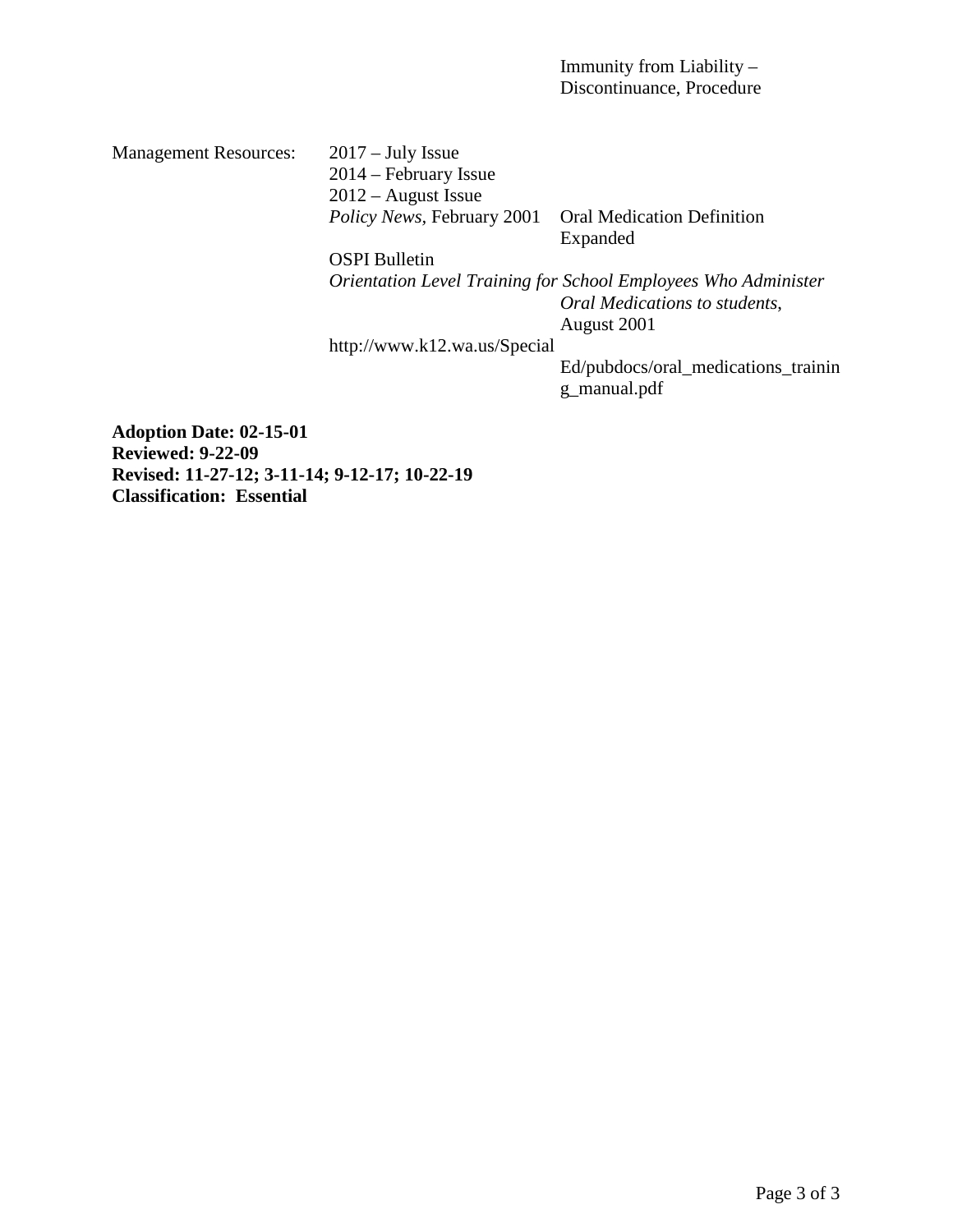Immunity from Liability –
Discontinuance, Procedure

| | | |
|---|---|---|
| Management Resources: | 2017 – July Issue | |
| | 2014 – February Issue | |
| | 2012 – August Issue | |
| | *Policy News*, February 2001 | Oral Medication Definition Expanded |
| | OSPI Bulletin | |
| | *Orientation Level Training for School Employees Who Administer Oral Medications to students*, August 2001 | |
| | http://www.k12.wa.us/Special Ed/pubdocs/oral_medications_training_manual.pdf | |

**Adoption Date: 02-15-01**
**Reviewed: 9-22-09**
**Revised: 11-27-12; 3-11-14; 9-12-17; 10-22-19**
**Classification: Essential**